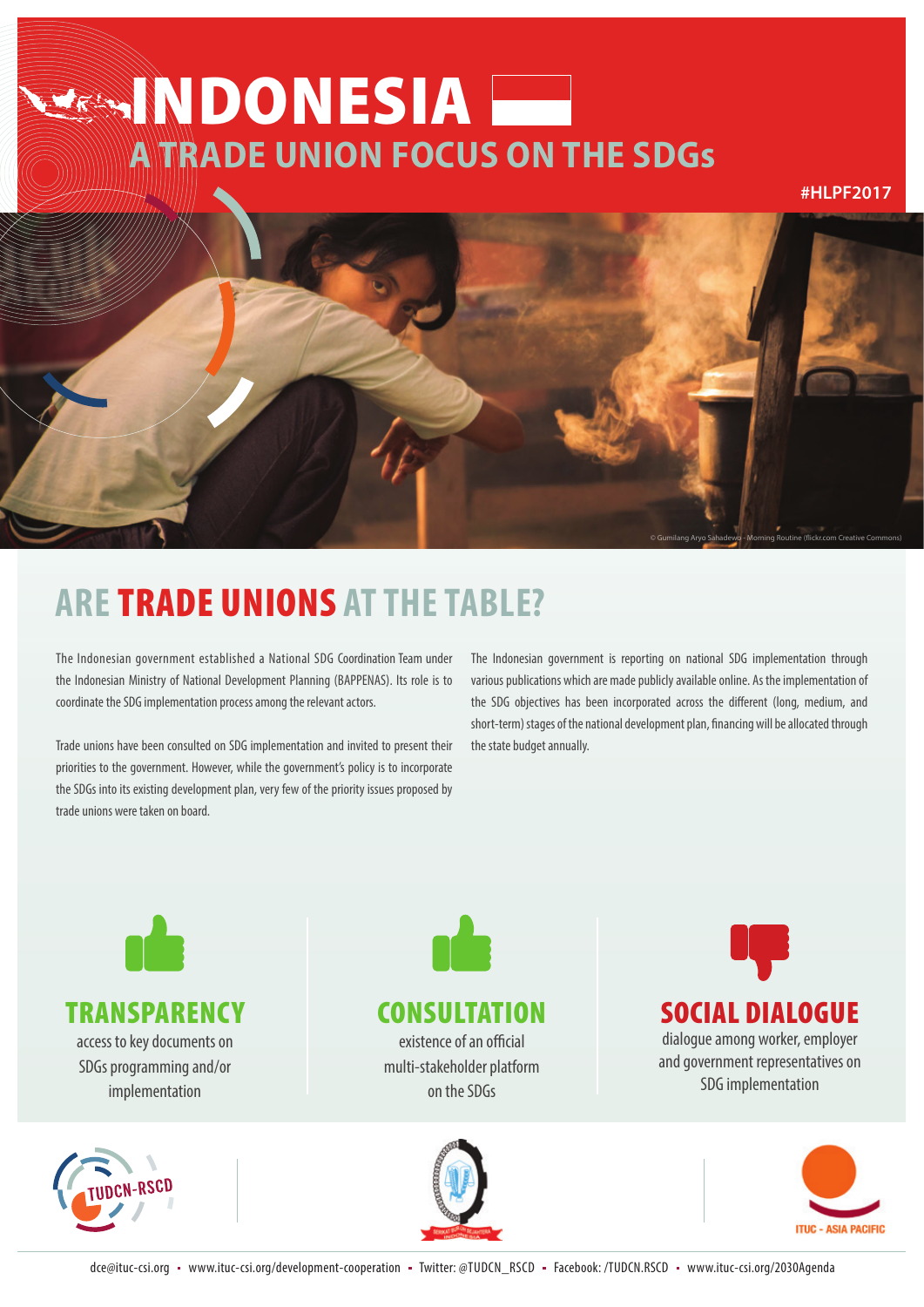# INDONESIA

## A TRADE UNION FOCUS ON THE SDGs

#HLPF2017

© Gumilang Aryo Sahadewo - Morning Routine (flickr.com Creative Commons)

## ARE TRADE UNIONS AT THE TABLE?

The Indonesian government established a National SDG Coordination Team under the Indonesian Ministry of National Development Planning (BAPPENAS). Its role is to coordinate the SDG implementation process among the relevant actors.

Trade unions have been consulted on SDG implementation and invited to present their priorities to the government. However, while the government's policy is to incorporate the SDGs into its existing development plan, very few of the priority issues proposed by trade unions were taken on board.

The Indonesian government is reporting on national SDG implementation through various publications which are made publicly available online. As the implementation of the SDG objectives has been incorporated across the different (long, medium, and short-term) stages of the national development plan, financing will be allocated through the state budget annually.

**TRANSPARENCY**
access to key documents on SDGs programming and/or implementation

**CONSULTATION**
existence of an official multi-stakeholder platform on the SDGs

**SOCIAL DIALOGUE**
dialogue among worker, employer and government representatives on SDG implementation

TUDCN-RSCD

ITUC - ASIA PACIFIC

dce@ituc-csi.org • www.ituc-csi.org/development-cooperation • Twitter: @TUDCN_RSCD • Facebook: /TUDCN.RSCD • www.ituc-csi.org/2030Agenda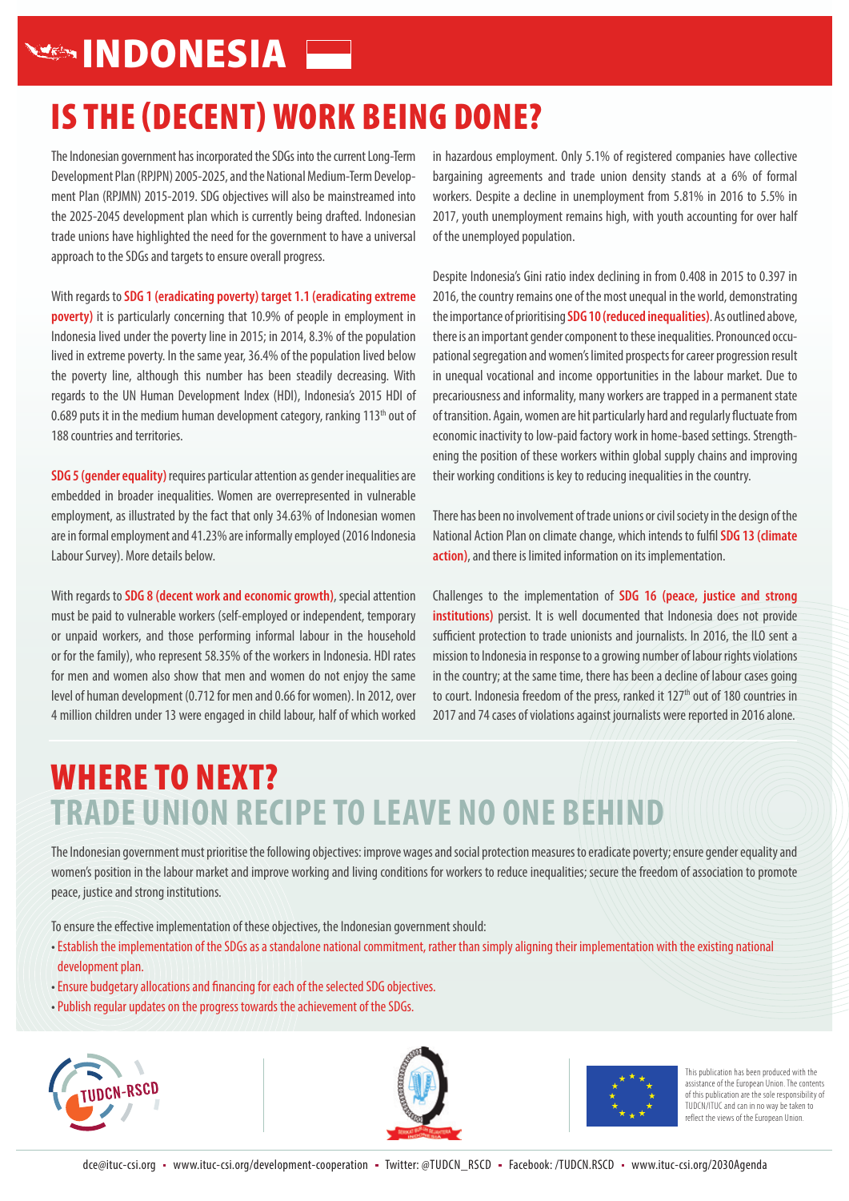# INDONESIA

## IS THE (DECENT) WORK BEING DONE?

The Indonesian government has incorporated the SDGs into the current Long-Term Development Plan (RPJPN) 2005-2025, and the National Medium-Term Development Plan (RPJMN) 2015-2019. SDG objectives will also be mainstreamed into the 2025-2045 development plan which is currently being drafted. Indonesian trade unions have highlighted the need for the government to have a universal approach to the SDGs and targets to ensure overall progress.

With regards to **SDG 1 (eradicating poverty) target 1.1 (eradicating extreme poverty)** it is particularly concerning that 10.9% of people in employment in Indonesia lived under the poverty line in 2015; in 2014, 8.3% of the population lived in extreme poverty. In the same year, 36.4% of the population lived below the poverty line, although this number has been steadily decreasing. With regards to the UN Human Development Index (HDI), Indonesia's 2015 HDI of 0.689 puts it in the medium human development category, ranking 113th out of 188 countries and territories.

**SDG 5 (gender equality)** requires particular attention as gender inequalities are embedded in broader inequalities. Women are overrepresented in vulnerable employment, as illustrated by the fact that only 34.63% of Indonesian women are in formal employment and 41.23% are informally employed (2016 Indonesia Labour Survey). More details below.

With regards to **SDG 8 (decent work and economic growth)**, special attention must be paid to vulnerable workers (self-employed or independent, temporary or unpaid workers, and those performing informal labour in the household or for the family), who represent 58.35% of the workers in Indonesia. HDI rates for men and women also show that men and women do not enjoy the same level of human development (0.712 for men and 0.66 for women). In 2012, over 4 million children under 13 were engaged in child labour, half of which worked in hazardous employment. Only 5.1% of registered companies have collective bargaining agreements and trade union density stands at a 6% of formal workers. Despite a decline in unemployment from 5.81% in 2016 to 5.5% in 2017, youth unemployment remains high, with youth accounting for over half of the unemployed population.

Despite Indonesia's Gini ratio index declining in from 0.408 in 2015 to 0.397 in 2016, the country remains one of the most unequal in the world, demonstrating the importance of prioritising **SDG 10 (reduced inequalities)**. As outlined above, there is an important gender component to these inequalities. Pronounced occupational segregation and women's limited prospects for career progression result in unequal vocational and income opportunities in the labour market. Due to precariousness and informality, many workers are trapped in a permanent state of transition. Again, women are hit particularly hard and regularly fluctuate from economic inactivity to low-paid factory work in home-based settings. Strengthening the position of these workers within global supply chains and improving their working conditions is key to reducing inequalities in the country.

There has been no involvement of trade unions or civil society in the design of the National Action Plan on climate change, which intends to fulfil **SDG 13 (climate action)**, and there is limited information on its implementation.

Challenges to the implementation of **SDG 16 (peace, justice and strong institutions)** persist. It is well documented that Indonesia does not provide sufficient protection to trade unionists and journalists. In 2016, the ILO sent a mission to Indonesia in response to a growing number of labour rights violations in the country; at the same time, there has been a decline of labour cases going to court. Indonesia freedom of the press, ranked it 127th out of 180 countries in 2017 and 74 cases of violations against journalists were reported in 2016 alone.

## WHERE TO NEXT?
## TRADE UNION RECIPE TO LEAVE NO ONE BEHIND

The Indonesian government must prioritise the following objectives: improve wages and social protection measures to eradicate poverty; ensure gender equality and women's position in the labour market and improve working and living conditions for workers to reduce inequalities; secure the freedom of association to promote peace, justice and strong institutions.

To ensure the effective implementation of these objectives, the Indonesian government should:

- Establish the implementation of the SDGs as a standalone national commitment, rather than simply aligning their implementation with the existing national development plan.
- Ensure budgetary allocations and financing for each of the selected SDG objectives.
- Publish regular updates on the progress towards the achievement of the SDGs.

TUDCN-RSCD

This publication has been produced with the assistance of the European Union. The contents of this publication are the sole responsibility of TUDCN/ITUC and can in no way be taken to reflect the views of the European Union.

dce@ituc-csi.org • www.ituc-csi.org/development-cooperation • Twitter: @TUDCN_RSCD • Facebook: /TUDCN.RSCD • www.ituc-csi.org/2030Agenda